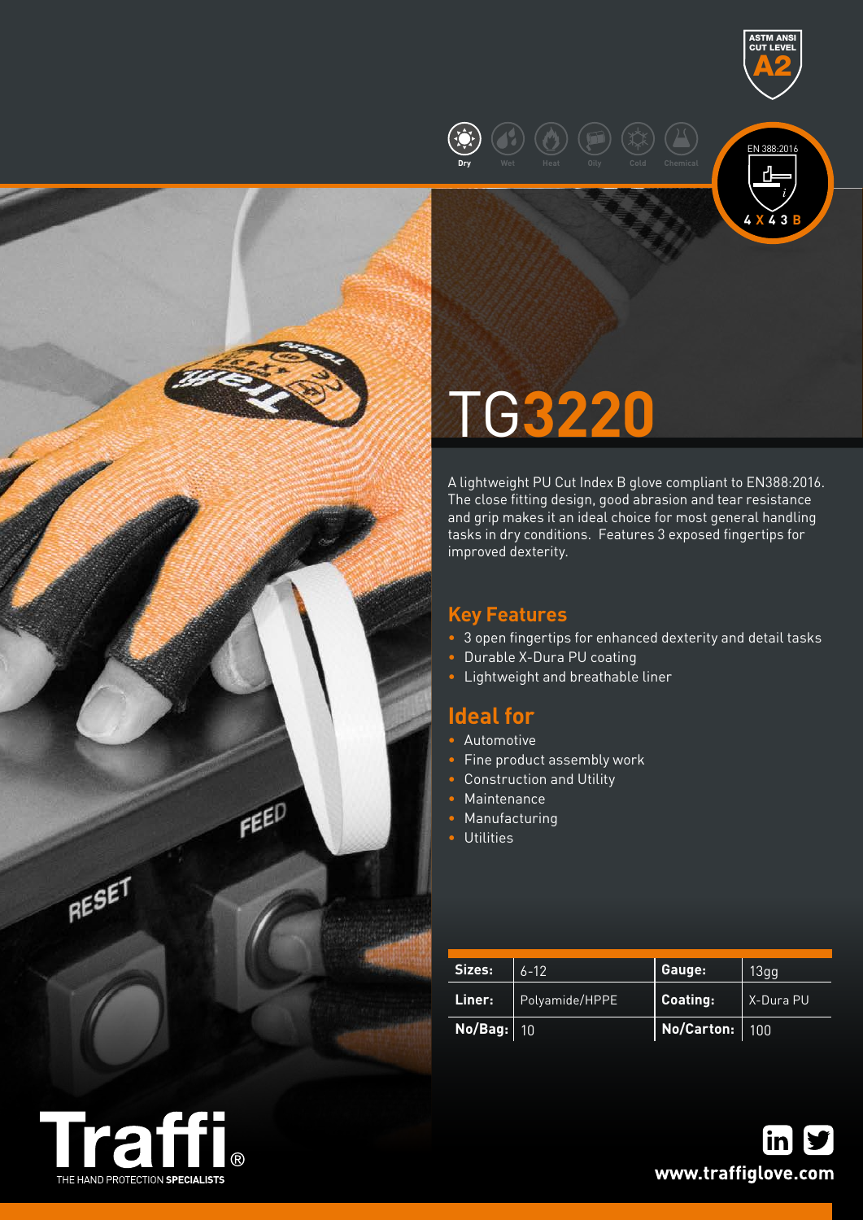ASTM ANSI CUT LEVEL A2

Dry Wet Heat Oily Cold Chemical

EN 388:2016

4 X 4 3 B

# TG3220

A lightweight PU Cut Index B glove compliant to EN388:2016. The close fitting design, good abrasion and tear resistance and grip makes it an ideal choice for most general handling tasks in dry conditions. Features 3 exposed fingertips for improved dexterity.

## Key Features

- 3 open fingertips for enhanced dexterity and detail tasks
- Durable X-Dura PU coating
- Lightweight and breathable liner

## Ideal for

- Automotive
- Fine product assembly work
- Construction and Utility
- Maintenance
- Manufacturing
- Utilities

| | | | |
|---|---|---|---|
| **Sizes:** | 6-12 | **Gauge:** | 13gg |
| **Liner:** | Polyamide/HPPE | **Coating:** | X-Dura PU |
| **No/Bag:** | 10 | **No/Carton:** | 100 |

Traffi® THE HAND PROTECTION **SPECIALISTS**

**www.traffiglove.com**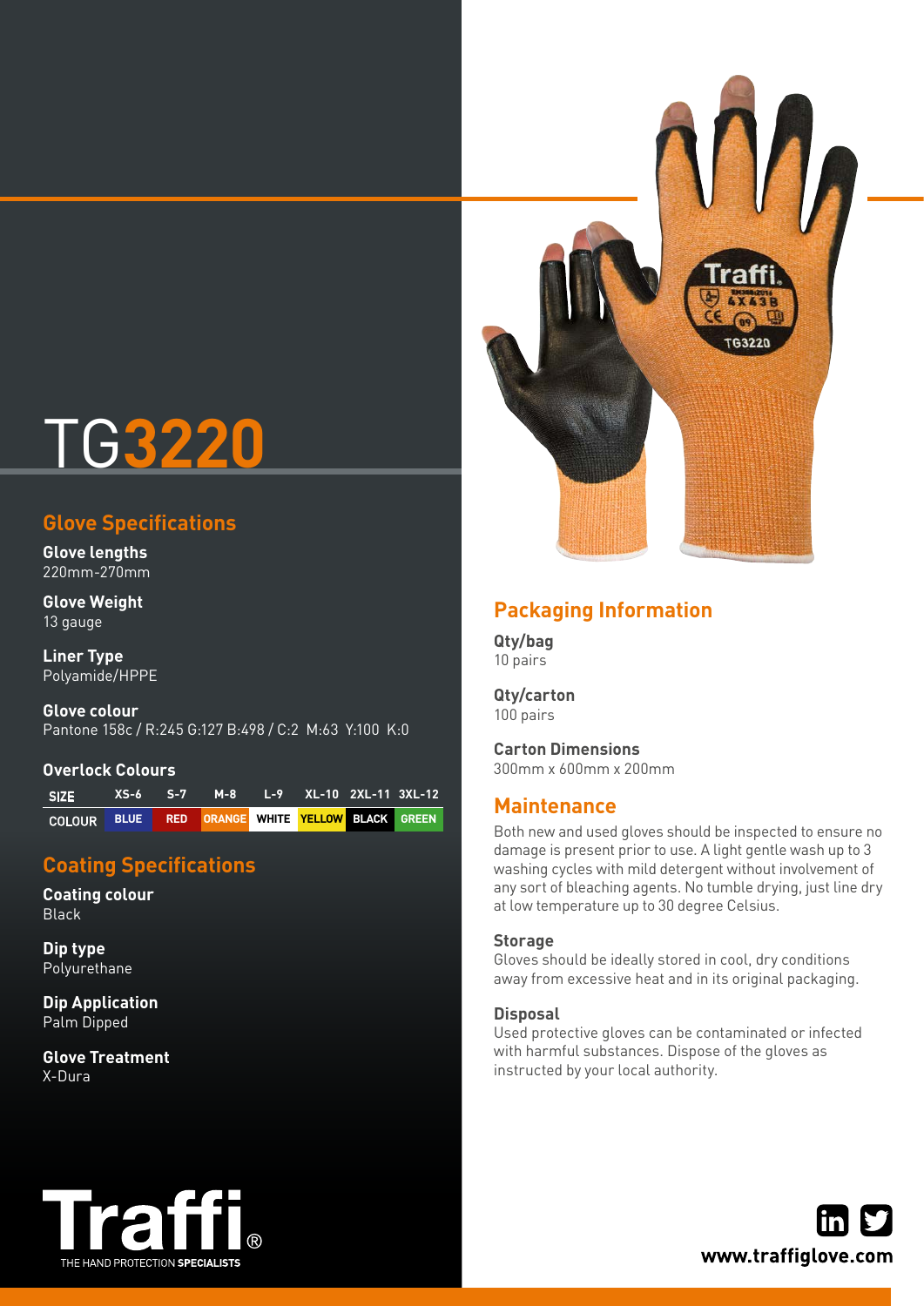# TG3220

## Glove Specifications

**Glove lengths**
220mm-270mm

**Glove Weight**
13 gauge

**Liner Type**
Polyamide/HPPE

**Glove colour**
Pantone 158c / R:245 G:127 B:498 / C:2 M:63 Y:100 K:0

**Overlock Colours**

| SIZE | XS-6 | S-7 | M-8 | L-9 | XL-10 | 2XL-11 | 3XL-12 |
|---|---|---|---|---|---|---|---|
| COLOUR | BLUE | RED | ORANGE | WHITE | YELLOW | BLACK | GREEN |

## Coating Specifications

**Coating colour**
Black

**Dip type**
Polyurethane

**Dip Application**
Palm Dipped

**Glove Treatment**
X-Dura

## Packaging Information

**Qty/bag**
10 pairs

**Qty/carton**
100 pairs

**Carton Dimensions**
300mm x 600mm x 200mm

## Maintenance

Both new and used gloves should be inspected to ensure no damage is present prior to use. A light gentle wash up to 3 washing cycles with mild detergent without involvement of any sort of bleaching agents. No tumble drying, just line dry at low temperature up to 30 degree Celsius.

**Storage**
Gloves should be ideally stored in cool, dry conditions away from excessive heat and in its original packaging.

**Disposal**
Used protective gloves can be contaminated or infected with harmful substances. Dispose of the gloves as instructed by your local authority.

Traffi® THE HAND PROTECTION SPECIALISTS

www.traffiglove.com